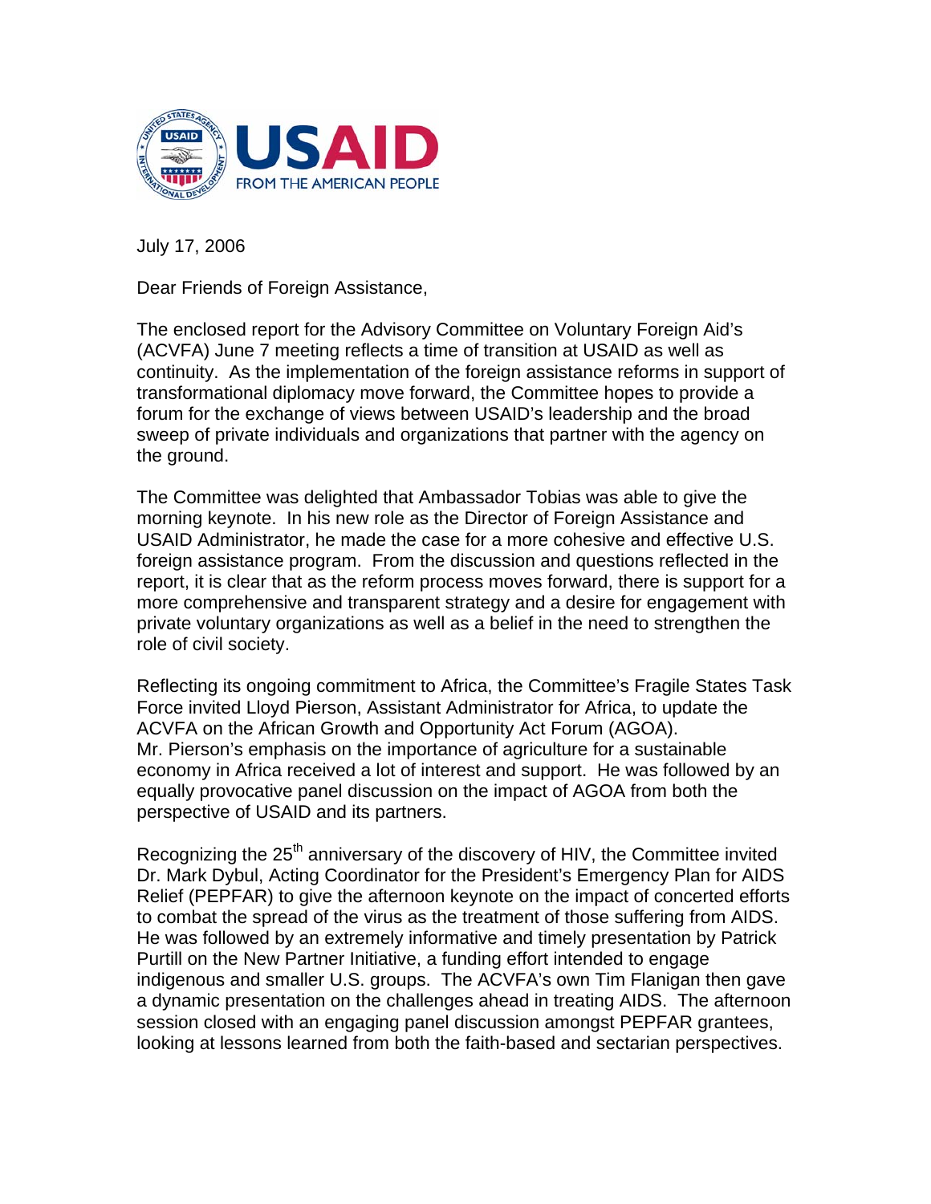USAID
FROM THE AMERICAN PEOPLE

July 17, 2006

Dear Friends of Foreign Assistance,

The enclosed report for the Advisory Committee on Voluntary Foreign Aid's (ACVFA) June 7 meeting reflects a time of transition at USAID as well as continuity. As the implementation of the foreign assistance reforms in support of transformational diplomacy move forward, the Committee hopes to provide a forum for the exchange of views between USAID's leadership and the broad sweep of private individuals and organizations that partner with the agency on the ground.

The Committee was delighted that Ambassador Tobias was able to give the morning keynote. In his new role as the Director of Foreign Assistance and USAID Administrator, he made the case for a more cohesive and effective U.S. foreign assistance program. From the discussion and questions reflected in the report, it is clear that as the reform process moves forward, there is support for a more comprehensive and transparent strategy and a desire for engagement with private voluntary organizations as well as a belief in the need to strengthen the role of civil society.

Reflecting its ongoing commitment to Africa, the Committee's Fragile States Task Force invited Lloyd Pierson, Assistant Administrator for Africa, to update the ACVFA on the African Growth and Opportunity Act Forum (AGOA). Mr. Pierson's emphasis on the importance of agriculture for a sustainable economy in Africa received a lot of interest and support. He was followed by an equally provocative panel discussion on the impact of AGOA from both the perspective of USAID and its partners.

Recognizing the 25th anniversary of the discovery of HIV, the Committee invited Dr. Mark Dybul, Acting Coordinator for the President's Emergency Plan for AIDS Relief (PEPFAR) to give the afternoon keynote on the impact of concerted efforts to combat the spread of the virus as the treatment of those suffering from AIDS. He was followed by an extremely informative and timely presentation by Patrick Purtill on the New Partner Initiative, a funding effort intended to engage indigenous and smaller U.S. groups. The ACVFA's own Tim Flanigan then gave a dynamic presentation on the challenges ahead in treating AIDS. The afternoon session closed with an engaging panel discussion amongst PEPFAR grantees, looking at lessons learned from both the faith-based and sectarian perspectives.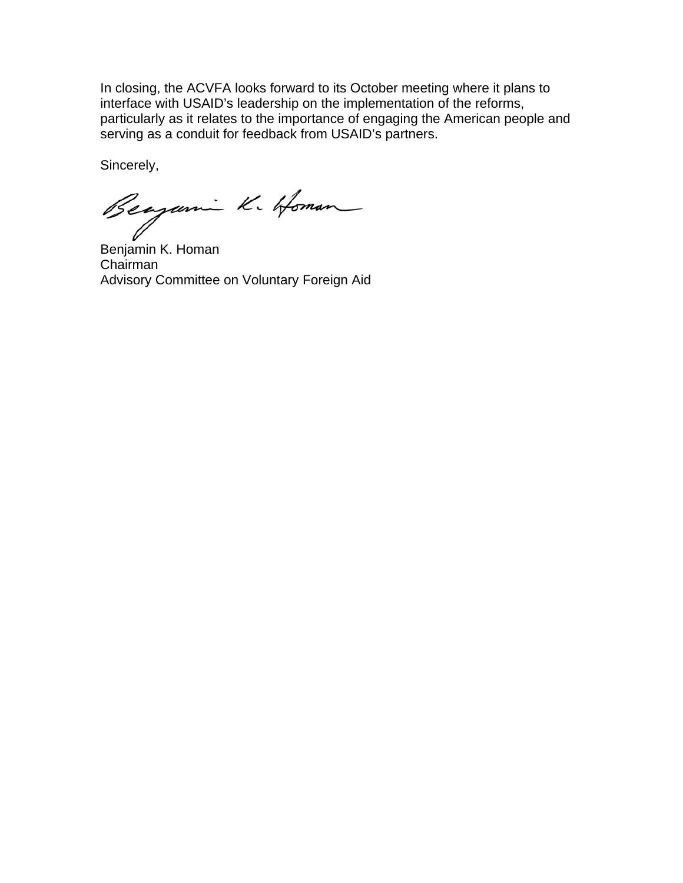In closing, the ACVFA looks forward to its October meeting where it plans to interface with USAID's leadership on the implementation of the reforms, particularly as it relates to the importance of engaging the American people and serving as a conduit for feedback from USAID's partners.

Sincerely,

Benjamin K. Homan
Chairman
Advisory Committee on Voluntary Foreign Aid